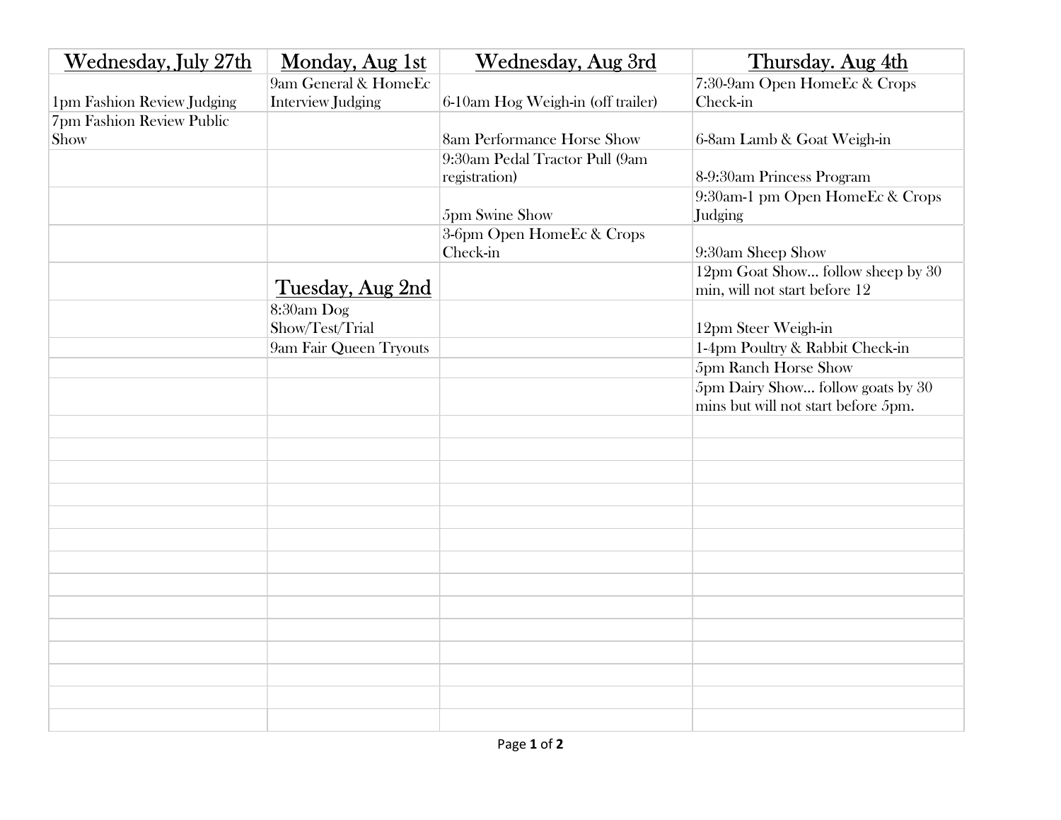| Wednesday, July 27th | Monday, Aug 1st | Wednesday, Aug 3rd | Thursday. Aug 4th |
|---|---|---|---|
| 1pm Fashion Review Judging | 9am General & HomeEc Interview Judging | 6-10am Hog Weigh-in (off trailer) | 7:30-9am Open HomeEc & Crops Check-in |
| 7pm Fashion Review Public Show | | 8am Performance Horse Show | 6-8am Lamb & Goat Weigh-in |
| | | 9:30am Pedal Tractor Pull (9am registration) | 8-9:30am Princess Program |
| | | 5pm Swine Show | 9:30am-1 pm Open HomeEc & Crops Judging |
| | | 3-6pm Open HomeEc & Crops Check-in | 9:30am Sheep Show |
| | **Tuesday, Aug 2nd** | | 12pm Goat Show… follow sheep by 30 min, will not start before 12 |
| | 8:30am Dog Show/Test/Trial | | 12pm Steer Weigh-in |
| | 9am Fair Queen Tryouts | | 1-4pm Poultry & Rabbit Check-in |
| | | | 5pm Ranch Horse Show |
| | | | 5pm Dairy Show… follow goats by 30 mins but will not start before 5pm. |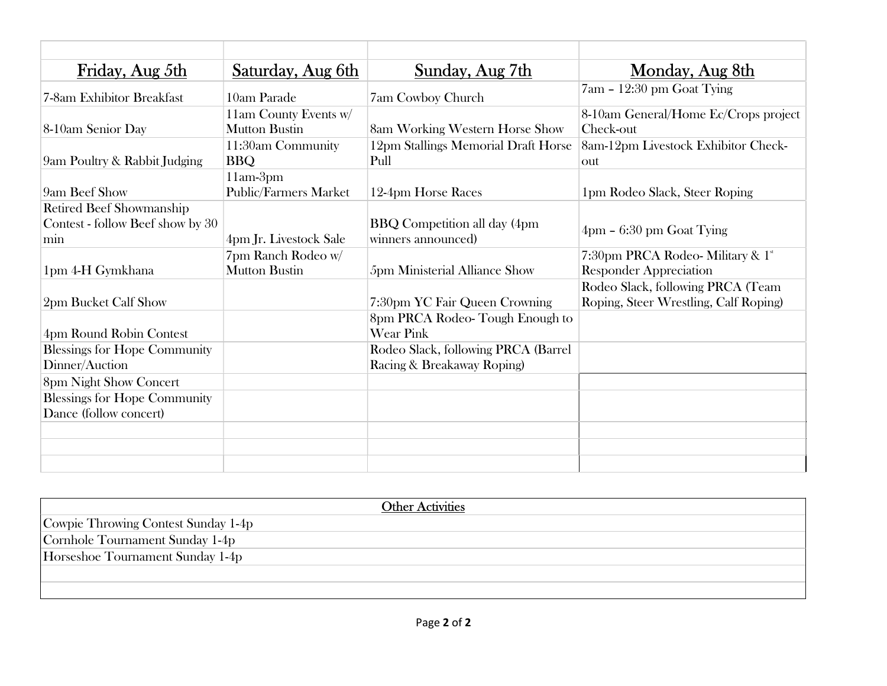| Friday, Aug 5th | Saturday, Aug 6th | Sunday, Aug 7th | Monday, Aug 8th |
|---|---|---|---|
| 7-8am Exhibitor Breakfast | 10am Parade | 7am Cowboy Church | 7am – 12:30 pm Goat Tying |
| 8-10am Senior Day | 11am County Events w/ Mutton Bustin | 8am Working Western Horse Show | 8-10am General/Home Ec/Crops project Check-out |
| 9am Poultry & Rabbit Judging | 11:30am Community BBQ | 12pm Stallings Memorial Draft Horse Pull | 8am-12pm Livestock Exhibitor Check-out |
| 9am Beef Show | 11am-3pm Public/Farmers Market | 12-4pm Horse Races | 1pm Rodeo Slack, Steer Roping |
| Retired Beef Showmanship Contest - follow Beef show by 30 min | 4pm Jr. Livestock Sale | BBQ Competition all day (4pm winners announced) | 4pm – 6:30 pm Goat Tying |
| 1pm 4-H Gymkhana | 7pm Ranch Rodeo w/ Mutton Bustin | 5pm Ministerial Alliance Show | 7:30pm PRCA Rodeo- Military & 1st Responder Appreciation |
| 2pm Bucket Calf Show | | 7:30pm YC Fair Queen Crowning | Rodeo Slack, following PRCA (Team Roping, Steer Wrestling, Calf Roping) |
| 4pm Round Robin Contest | | 8pm PRCA Rodeo- Tough Enough to Wear Pink | |
| Blessings for Hope Community Dinner/Auction | | Rodeo Slack, following PRCA (Barrel Racing & Breakaway Roping) | |
| 8pm Night Show Concert | | | |
| Blessings for Hope Community Dance (follow concert) | | | |

| Other Activities |
|---|
| Cowpie Throwing Contest Sunday 1-4p |
| Cornhole Tournament Sunday 1-4p |
| Horseshoe Tournament Sunday 1-4p |